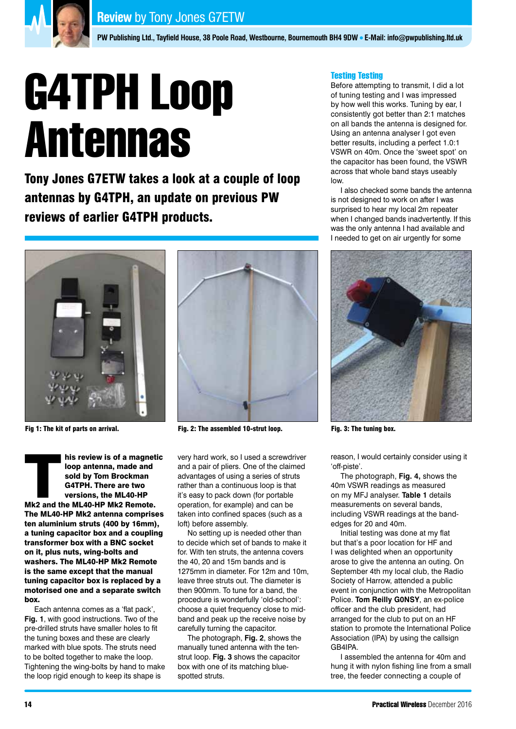# G4TPH Loop Antennas

**Tony Jones G7ETW takes a look at a couple of loop antennas by G4TPH, an update on previous PW reviews of earlier G4TPH products.**

Fig 1: The kit of parts on arrival.

Fig. 2: The assembled 10-strut loop.

Fig. 3: The tuning box.

**This review is of a magnetic loop antenna, made and sold by Tom Brockman G4TPH. There are two versions, the ML40-HP Mk2 and the ML40-HP Mk2 Remote. The ML40-HP Mk2 antenna comprises ten aluminium struts (400 by 16mm), a tuning capacitor box and a coupling transformer box with a BNC socket on it, plus nuts, wing-bolts and washers. The ML40-HP Mk2 Remote is the same except that the manual tuning capacitor box is replaced by a motorised one and a separate switch box.**

Each antenna comes as a 'flat pack', **Fig. 1**, with good instructions. Two of the pre-drilled struts have smaller holes to fit the tuning boxes and these are clearly marked with blue spots. The struts need to be bolted together to make the loop. Tightening the wing-bolts by hand to make the loop rigid enough to keep its shape is very hard work, so I used a screwdriver and a pair of pliers. One of the claimed advantages of using a series of struts rather than a continuous loop is that it's easy to pack down (for portable operation, for example) and can be taken into confined spaces (such as a loft) before assembly.

No setting up is needed other than to decide which set of bands to make it for. With ten struts, the antenna covers the 40, 20 and 15m bands and is 1275mm in diameter. For 12m and 10m, leave three struts out. The diameter is then 900mm. To tune for a band, the procedure is wonderfully 'old-school': choose a quiet frequency close to mid-band and peak up the receive noise by carefully turning the capacitor.

The photograph, **Fig. 2**, shows the manually tuned antenna with the ten-strut loop. **Fig. 3** shows the capacitor box with one of its matching blue-spotted struts.

## Testing Testing

Before attempting to transmit, I did a lot of tuning testing and I was impressed by how well this works. Tuning by ear, I consistently got better than 2:1 matches on all bands the antenna is designed for. Using an antenna analyser I got even better results, including a perfect 1.0:1 VSWR on 40m. Once the 'sweet spot' on the capacitor has been found, the VSWR across that whole band stays useably low.

I also checked some bands the antenna is not designed to work on after I was surprised to hear my local 2m repeater when I changed bands inadvertently. If this was the only antenna I had available and I needed to get on air urgently for some reason, I would certainly consider using it 'off-piste'.

The photograph, **Fig. 4,** shows the 40m VSWR readings as measured on my MFJ analyser. **Table 1** details measurements on several bands, including VSWR readings at the band-edges for 20 and 40m.

Initial testing was done at my flat but that's a poor location for HF and I was delighted when an opportunity arose to give the antenna an outing. On September 4th my local club, the Radio Society of Harrow, attended a public event in conjunction with the Metropolitan Police. **Tom Reilly G0NSY**, an ex-police officer and the club president, had arranged for the club to put on an HF station to promote the International Police Association (IPA) by using the callsign GB4IPA.

I assembled the antenna for 40m and hung it with nylon fishing line from a small tree, the feeder connecting a couple of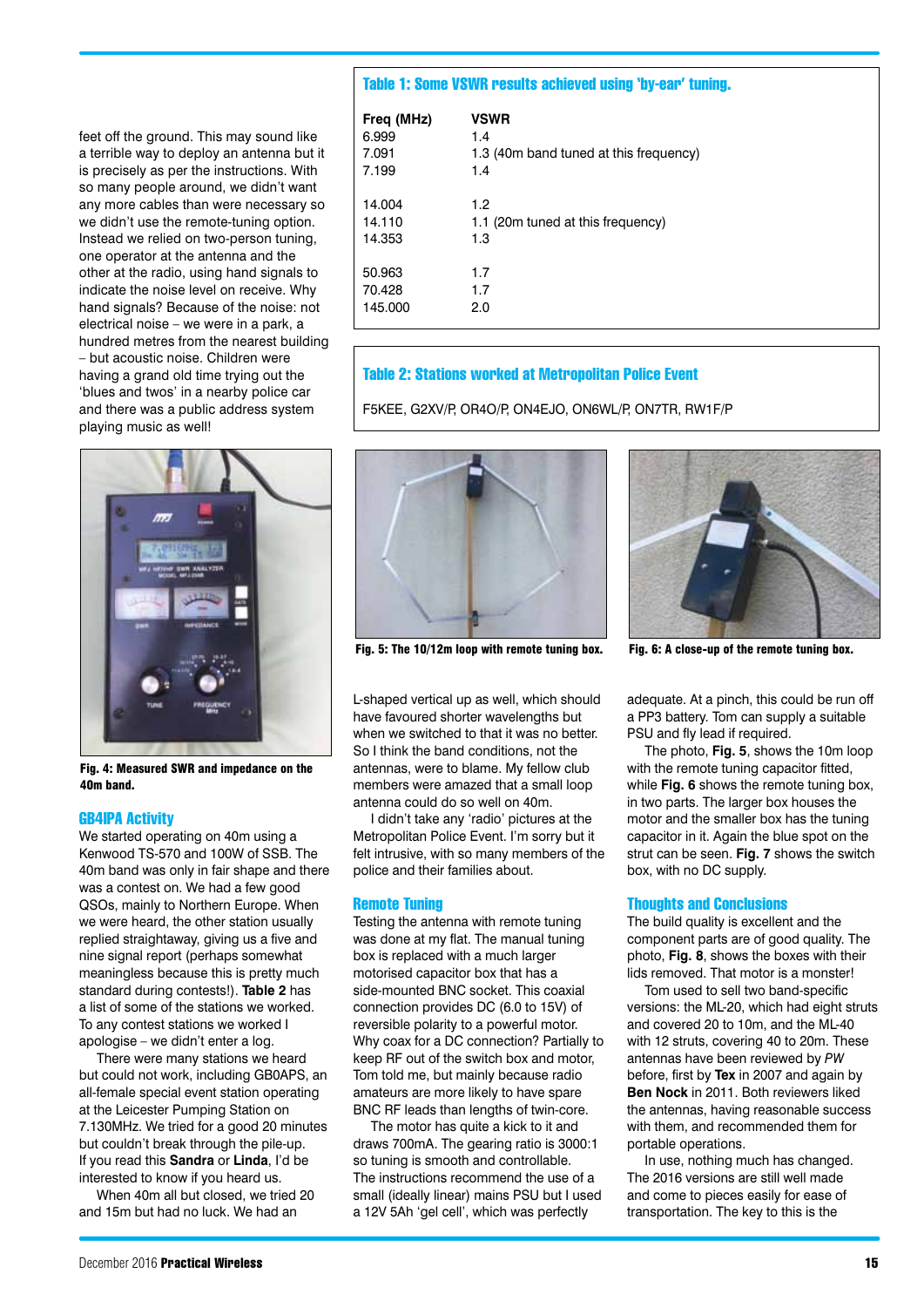feet off the ground. This may sound like a terrible way to deploy an antenna but it is precisely as per the instructions. With so many people around, we didn't want any more cables than were necessary so we didn't use the remote-tuning option. Instead we relied on two-person tuning, one operator at the antenna and the other at the radio, using hand signals to indicate the noise level on receive. Why hand signals? Because of the noise: not electrical noise – we were in a park, a hundred metres from the nearest building – but acoustic noise. Children were having a grand old time trying out the 'blues and twos' in a nearby police car and there was a public address system playing music as well!

Fig. 4: Measured SWR and impedance on the 40m band.

## GB4IPA Activity

We started operating on 40m using a Kenwood TS-570 and 100W of SSB. The 40m band was only in fair shape and there was a contest on. We had a few good QSOs, mainly to Northern Europe. When we were heard, the other station usually replied straightaway, giving us a five and nine signal report (perhaps somewhat meaningless because this is pretty much standard during contests!). **Table 2** has a list of some of the stations we worked. To any contest stations we worked I apologise – we didn't enter a log.

There were many stations we heard but could not work, including GB0APS, an all-female special event station operating at the Leicester Pumping Station on 7.130MHz. We tried for a good 20 minutes but couldn't break through the pile-up. If you read this **Sandra** or **Linda**, I'd be interested to know if you heard us.

When 40m all but closed, we tried 20 and 15m but had no luck. We had an L-shaped vertical up as well, which should have favoured shorter wavelengths but when we switched to that it was no better. So I think the band conditions, not the antennas, were to blame. My fellow club members were amazed that a small loop antenna could do so well on 40m.

I didn't take any 'radio' pictures at the Metropolitan Police Event. I'm sorry but it felt intrusive, with so many members of the police and their families about.

**Table 1: Some VSWR results achieved using 'by-ear' tuning.**

| Freq (MHz) | VSWR |
|---|---|
| 6.999 | 1.4 |
| 7.091 | 1.3 (40m band tuned at this frequency) |
| 7.199 | 1.4 |
| 14.004 | 1.2 |
| 14.110 | 1.1 (20m tuned at this frequency) |
| 14.353 | 1.3 |
| 50.963 | 1.7 |
| 70.428 | 1.7 |
| 145.000 | 2.0 |

**Table 2: Stations worked at Metropolitan Police Event**

F5KEE, G2XV/P, OR4O/P, ON4EJO, ON6WL/P, ON7TR, RW1F/P

Fig. 5: The 10/12m loop with remote tuning box.

Fig. 6: A close-up of the remote tuning box.

## Remote Tuning

Testing the antenna with remote tuning was done at my flat. The manual tuning box is replaced with a much larger motorised capacitor box that has a side-mounted BNC socket. This coaxial connection provides DC (6.0 to 15V) of reversible polarity to a powerful motor. Why coax for a DC connection? Partially to keep RF out of the switch box and motor, Tom told me, but mainly because radio amateurs are more likely to have spare BNC RF leads than lengths of twin-core.

The motor has quite a kick to it and draws 700mA. The gearing ratio is 3000:1 so tuning is smooth and controllable. The instructions recommend the use of a small (ideally linear) mains PSU but I used a 12V 5Ah 'gel cell', which was perfectly adequate. At a pinch, this could be run off a PP3 battery. Tom can supply a suitable PSU and fly lead if required.

The photo, **Fig. 5**, shows the 10m loop with the remote tuning capacitor fitted, while **Fig. 6** shows the remote tuning box, in two parts. The larger box houses the motor and the smaller box has the tuning capacitor in it. Again the blue spot on the strut can be seen. **Fig. 7** shows the switch box, with no DC supply.

## Thoughts and Conclusions

The build quality is excellent and the component parts are of good quality. The photo, **Fig. 8**, shows the boxes with their lids removed. That motor is a monster!

Tom used to sell two band-specific versions: the ML-20, which had eight struts and covered 20 to 10m, and the ML-40 with 12 struts, covering 40 to 20m. These antennas have been reviewed by *PW* before, first by **Tex** in 2007 and again by **Ben Nock** in 2011. Both reviewers liked the antennas, having reasonable success with them, and recommended them for portable operations.

In use, nothing much has changed. The 2016 versions are still well made and come to pieces easily for ease of transportation. The key to this is the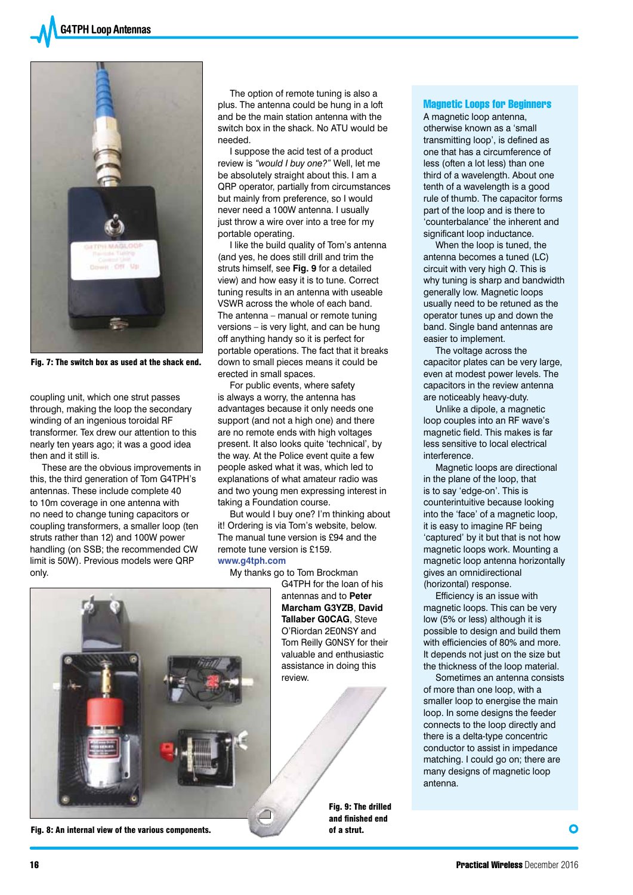Fig. 7: The switch box as used at the shack end.

coupling unit, which one strut passes through, making the loop the secondary winding of an ingenious toroidal RF transformer. Tex drew our attention to this nearly ten years ago; it was a good idea then and it still is.

These are the obvious improvements in this, the third generation of Tom G4TPH's antennas. These include complete 40 to 10m coverage in one antenna with no need to change tuning capacitors or coupling transformers, a smaller loop (ten struts rather than 12) and 100W power handling (on SSB; the recommended CW limit is 50W). Previous models were QRP only.

The option of remote tuning is also a plus. The antenna could be hung in a loft and be the main station antenna with the switch box in the shack. No ATU would be needed.

I suppose the acid test of a product review is *"would I buy one?"* Well, let me be absolutely straight about this. I am a QRP operator, partially from circumstances but mainly from preference, so I would never need a 100W antenna. I usually just throw a wire over into a tree for my portable operating.

I like the build quality of Tom's antenna (and yes, he does still drill and trim the struts himself, see **Fig. 9** for a detailed view) and how easy it is to tune. Correct tuning results in an antenna with useable VSWR across the whole of each band. The antenna – manual or remote tuning versions – is very light, and can be hung off anything handy so it is perfect for portable operations. The fact that it breaks down to small pieces means it could be erected in small spaces.

For public events, where safety is always a worry, the antenna has advantages because it only needs one support (and not a high one) and there are no remote ends with high voltages present. It also looks quite 'technical', by the way. At the Police event quite a few people asked what it was, which led to explanations of what amateur radio was and two young men expressing interest in taking a Foundation course.

But would I buy one? I'm thinking about it! Ordering is via Tom's website, below. The manual tune version is £94 and the remote tune version is £159.

**www.g4tph.com**

My thanks go to Tom Brockman G4TPH for the loan of his antennas and to **Peter Marcham G3YZB**, **David Tallaber G0CAG**, Steve O'Riordan 2E0NSY and Tom Reilly G0NSY for their valuable and enthusiastic assistance in doing this review.

Fig. 8: An internal view of the various components.

Fig. 9: The drilled and finished end of a strut.

## Magnetic Loops for Beginners

A magnetic loop antenna, otherwise known as a 'small transmitting loop', is defined as one that has a circumference of less (often a lot less) than one third of a wavelength. About one tenth of a wavelength is a good rule of thumb. The capacitor forms part of the loop and is there to 'counterbalance' the inherent and significant loop inductance.

When the loop is tuned, the antenna becomes a tuned (LC) circuit with very high *Q*. This is why tuning is sharp and bandwidth generally low. Magnetic loops usually need to be retuned as the operator tunes up and down the band. Single band antennas are easier to implement.

The voltage across the capacitor plates can be very large, even at modest power levels. The capacitors in the review antenna are noticeably heavy-duty.

Unlike a dipole, a magnetic loop couples into an RF wave's magnetic field. This makes is far less sensitive to local electrical interference.

Magnetic loops are directional in the plane of the loop, that is to say 'edge-on'. This is counterintuitive because looking into the 'face' of a magnetic loop, it is easy to imagine RF being 'captured' by it but that is not how magnetic loops work. Mounting a magnetic loop antenna horizontally gives an omnidirectional (horizontal) response.

Efficiency is an issue with magnetic loops. This can be very low (5% or less) although it is possible to design and build them with efficiencies of 80% and more. It depends not just on the size but the thickness of the loop material.

Sometimes an antenna consists of more than one loop, with a smaller loop to energise the main loop. In some designs the feeder connects to the loop directly and there is a delta-type concentric conductor to assist in impedance matching. I could go on; there are many designs of magnetic loop antenna.